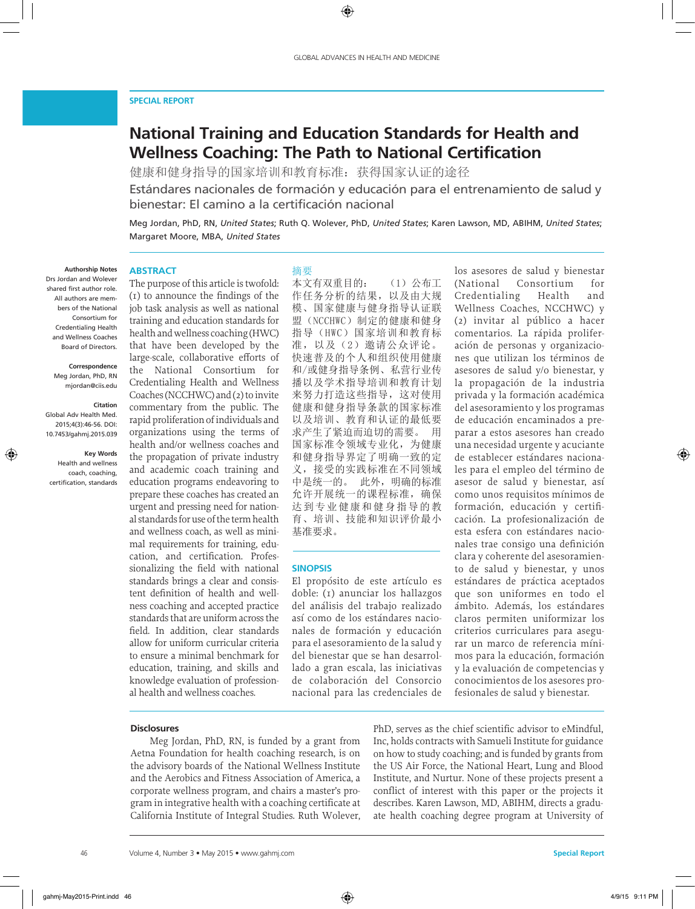SPECIAL REPORT

# National Training and Education Standards for Health and Wellness Coaching: The Path to National Certification

健康和健身指导的国家培训和教育标准：获得国家认证的途径

Estándares nacionales de formación y educación para el entrenamiento de salud y bienestar: El camino a la certificación nacional

Meg Jordan, PhD, RN, *United States*; Ruth Q. Wolever, PhD, *United States*; Karen Lawson, MD, ABIHM, *United States*; Margaret Moore, MBA, *United States*

**Authorship Notes**
Drs Jordan and Wolever shared first author role. All authors are members of the National Consortium for Credentialing Health and Wellness Coaches Board of Directors.

**Correspondence**
Meg Jordan, PhD, RN
mjordan@ciis.edu

**Citation**
Global Adv Health Med. 2015;4(3):46-56. DOI: 10.7453/gahmj.2015.039

**Key Words**
Health and wellness coach, coaching, certification, standards

## ABSTRACT

The purpose of this article is twofold: (1) to announce the findings of the job task analysis as well as national training and education standards for health and wellness coaching (HWC) that have been developed by the large-scale, collaborative efforts of the National Consortium for Credentialing Health and Wellness Coaches (NCCHWC) and (2) to invite commentary from the public. The rapid proliferation of individuals and organizations using the terms of health and/or wellness coaches and the propagation of private industry and academic coach training and education programs endeavoring to prepare these coaches has created an urgent and pressing need for national standards for use of the term health and wellness coach, as well as minimal requirements for training, education, and certification. Professionalizing the field with national standards brings a clear and consistent definition of health and wellness coaching and accepted practice standards that are uniform across the field. In addition, clear standards allow for uniform curricular criteria to ensure a minimal benchmark for education, training, and skills and knowledge evaluation of professional health and wellness coaches.

## 摘要

本文有双重目的：（1）公布工作任务分析的结果，以及由大规模、国家健康与健身指导认证联盟（NCCHWC）制定的健康和健身指导（HWC）国家培训和教育标准，以及（2）邀请公众评论。快速普及的个人和组织使用健康和/或健身指导条例、私营行业传播以及学术指导培训和教育计划来努力打造这些指导，这对使用健康和健身指导条款的国家标准以及培训、教育和认证的最低要求产生了紧迫而迫切的需要。用国家标准令领域专业化，为健康和健身指导界定了明确一致的定义，接受的实践标准在不同领域中是统一的。此外，明确的标准允许开展统一的课程标准，确保达到专业健康和健身指导的教育、培训、技能和知识评价最小基准要求。

## SINOPSIS

El propósito de este artículo es doble: (1) anunciar los hallazgos del análisis del trabajo realizado así como de los estándares nacionales de formación y educación para el asesoramiento de la salud y del bienestar que se han desarrollado a gran escala, las iniciativas de colaboración del Consorcio nacional para las credenciales de los asesores de salud y bienestar (National Consortium for Credentialing Health and Wellness Coaches, NCCHWC) y (2) invitar al público a hacer comentarios. La rápida proliferación de personas y organizaciones que utilizan los términos de asesores de salud y/o bienestar, y la propagación de la industria privada y la formación académica del asesoramiento y los programas de educación encaminados a preparar a estos asesores han creado una necesidad urgente y acuciante de establecer estándares nacionales para el empleo del término de asesor de salud y bienestar, así como unos requisitos mínimos de formación, educación y certificación. La profesionalización de esta esfera con estándares nacionales trae consigo una definición clara y coherente del asesoramiento de salud y bienestar, y unos estándares de práctica aceptados que son uniformes en todo el ámbito. Además, los estándares claros permiten uniformizar los criterios curriculares para asegurar un marco de referencia mínimos para la educación, formación y la evaluación de competencias y conocimientos de los asesores profesionales de salud y bienestar.

### Disclosures

Meg Jordan, PhD, RN, is funded by a grant from Aetna Foundation for health coaching research, is on the advisory boards of the National Wellness Institute and the Aerobics and Fitness Association of America, a corporate wellness program, and chairs a master's program in integrative health with a coaching certificate at California Institute of Integral Studies. Ruth Wolever, PhD, serves as the chief scientific advisor to eMindful, Inc, holds contracts with Samueli Institute for guidance on how to study coaching; and is funded by grants from the US Air Force, the National Heart, Lung and Blood Institute, and Nurtur. None of these projects present a conflict of interest with this paper or the projects it describes. Karen Lawson, MD, ABIHM, directs a graduate health coaching degree program at University of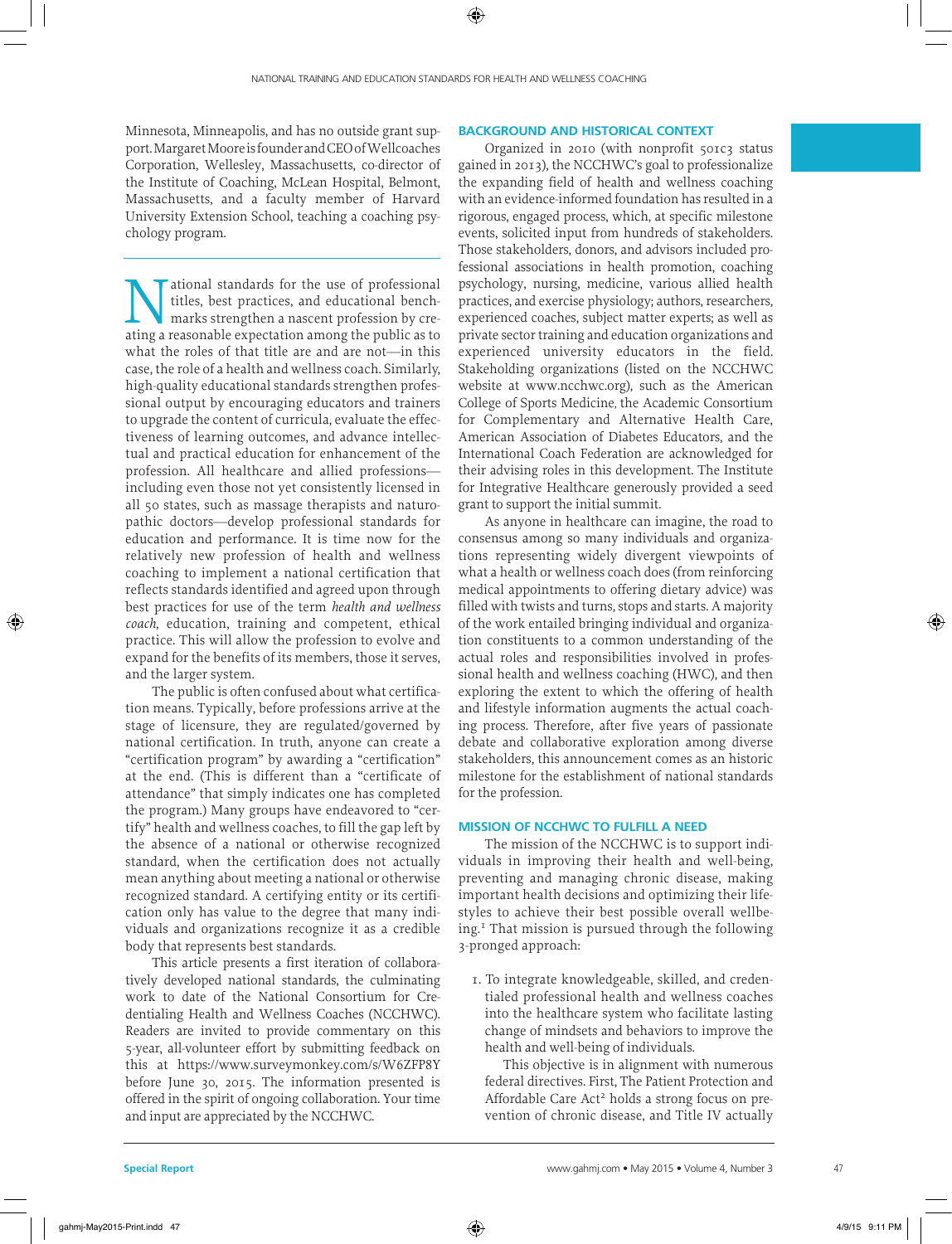Minnesota, Minneapolis, and has no outside grant support. Margaret Moore is founder and CEO of Wellcoaches Corporation, Wellesley, Massachusetts, co-director of the Institute of Coaching, McLean Hospital, Belmont, Massachusetts, and a faculty member of Harvard University Extension School, teaching a coaching psychology program.

National standards for the use of professional titles, best practices, and educational benchmarks strengthen a nascent profession by creating a reasonable expectation among the public as to what the roles of that title are and are not—in this case, the role of a health and wellness coach. Similarly, high-quality educational standards strengthen professional output by encouraging educators and trainers to upgrade the content of curricula, evaluate the effectiveness of learning outcomes, and advance intellectual and practical education for enhancement of the profession. All healthcare and allied professions—including even those not yet consistently licensed in all 50 states, such as massage therapists and naturopathic doctors—develop professional standards for education and performance. It is time now for the relatively new profession of health and wellness coaching to implement a national certification that reflects standards identified and agreed upon through best practices for use of the term *health and wellness coach*, education, training and competent, ethical practice. This will allow the profession to evolve and expand for the benefits of its members, those it serves, and the larger system.

The public is often confused about what certification means. Typically, before professions arrive at the stage of licensure, they are regulated/governed by national certification. In truth, anyone can create a "certification program" by awarding a "certification" at the end. (This is different than a "certificate of attendance" that simply indicates one has completed the program.) Many groups have endeavored to "certify" health and wellness coaches, to fill the gap left by the absence of a national or otherwise recognized standard, when the certification does not actually mean anything about meeting a national or otherwise recognized standard. A certifying entity or its certification only has value to the degree that many individuals and organizations recognize it as a credible body that represents best standards.

This article presents a first iteration of collaboratively developed national standards, the culminating work to date of the National Consortium for Credentialing Health and Wellness Coaches (NCCHWC). Readers are invited to provide commentary on this 5-year, all-volunteer effort by submitting feedback on this at https://www.surveymonkey.com/s/W6ZFP8Y before June 30, 2015. The information presented is offered in the spirit of ongoing collaboration. Your time and input are appreciated by the NCCHWC.

## BACKGROUND AND HISTORICAL CONTEXT

Organized in 2010 (with nonprofit 501c3 status gained in 2013), the NCCHWC's goal to professionalize the expanding field of health and wellness coaching with an evidence-informed foundation has resulted in a rigorous, engaged process, which, at specific milestone events, solicited input from hundreds of stakeholders. Those stakeholders, donors, and advisors included professional associations in health promotion, coaching psychology, nursing, medicine, various allied health practices, and exercise physiology; authors, researchers, experienced coaches, subject matter experts; as well as private sector training and education organizations and experienced university educators in the field. Stakeholding organizations (listed on the NCCHWC website at www.ncchwc.org), such as the American College of Sports Medicine, the Academic Consortium for Complementary and Alternative Health Care, American Association of Diabetes Educators, and the International Coach Federation are acknowledged for their advising roles in this development. The Institute for Integrative Healthcare generously provided a seed grant to support the initial summit.

As anyone in healthcare can imagine, the road to consensus among so many individuals and organizations representing widely divergent viewpoints of what a health or wellness coach does (from reinforcing medical appointments to offering dietary advice) was filled with twists and turns, stops and starts. A majority of the work entailed bringing individual and organization constituents to a common understanding of the actual roles and responsibilities involved in professional health and wellness coaching (HWC), and then exploring the extent to which the offering of health and lifestyle information augments the actual coaching process. Therefore, after five years of passionate debate and collaborative exploration among diverse stakeholders, this announcement comes as an historic milestone for the establishment of national standards for the profession.

## MISSION OF NCCHWC TO FULFILL A NEED

The mission of the NCCHWC is to support individuals in improving their health and well-being, preventing and managing chronic disease, making important health decisions and optimizing their lifestyles to achieve their best possible overall wellbeing.[1] That mission is pursued through the following 3-pronged approach:

1. To integrate knowledgeable, skilled, and credentialed professional health and wellness coaches into the healthcare system who facilitate lasting change of mindsets and behaviors to improve the health and well-being of individuals.

   This objective is in alignment with numerous federal directives. First, The Patient Protection and Affordable Care Act[2] holds a strong focus on prevention of chronic disease, and Title IV actually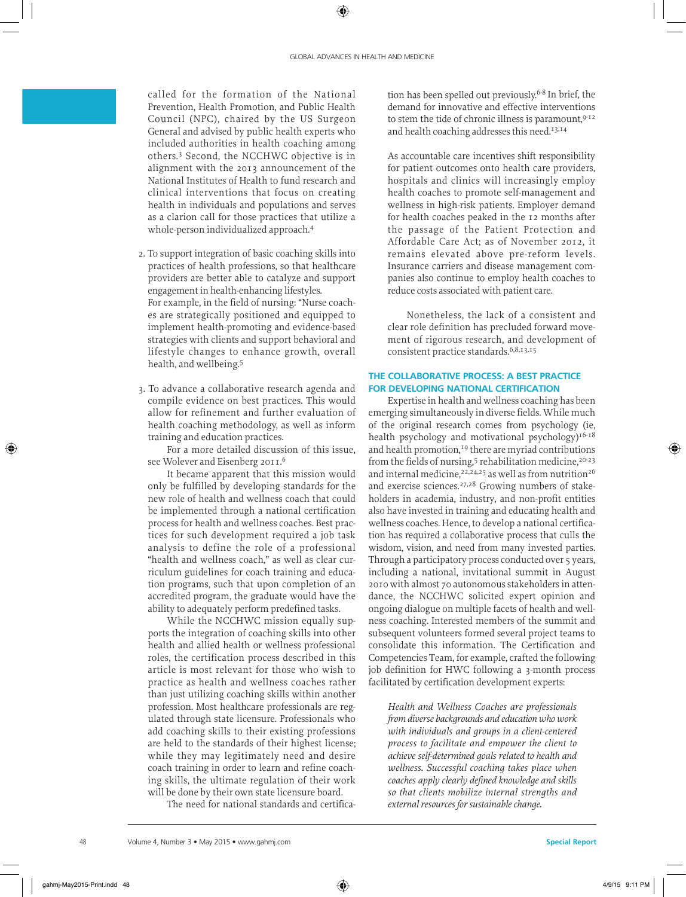called for the formation of the National Prevention, Health Promotion, and Public Health Council (NPC), chaired by the US Surgeon General and advised by public health experts who included authorities in health coaching among others.[3] Second, the NCCHWC objective is in alignment with the 2013 announcement of the National Institutes of Health to fund research and clinical interventions that focus on creating health in individuals and populations and serves as a clarion call for those practices that utilize a whole-person individualized approach.[4]

2. To support integration of basic coaching skills into practices of health professions, so that healthcare providers are better able to catalyze and support engagement in health-enhancing lifestyles.
   For example, in the field of nursing: "Nurse coaches are strategically positioned and equipped to implement health-promoting and evidence-based strategies with clients and support behavioral and lifestyle changes to enhance growth, overall health, and wellbeing.[5]

3. To advance a collaborative research agenda and compile evidence on best practices. This would allow for refinement and further evaluation of health coaching methodology, as well as inform training and education practices.

For a more detailed discussion of this issue, see Wolever and Eisenberg 2011.[6]

It became apparent that this mission would only be fulfilled by developing standards for the new role of health and wellness coach that could be implemented through a national certification process for health and wellness coaches. Best practices for such development required a job task analysis to define the role of a professional "health and wellness coach," as well as clear curriculum guidelines for coach training and education programs, such that upon completion of an accredited program, the graduate would have the ability to adequately perform predefined tasks.

While the NCCHWC mission equally supports the integration of coaching skills into other health and allied health or wellness professional roles, the certification process described in this article is most relevant for those who wish to practice as health and wellness coaches rather than just utilizing coaching skills within another profession. Most healthcare professionals are regulated through state licensure. Professionals who add coaching skills to their existing professions are held to the standards of their highest license; while they may legitimately need and desire coach training in order to learn and refine coaching skills, the ultimate regulation of their work will be done by their own state licensure board.

The need for national standards and certification has been spelled out previously.[6-8] In brief, the demand for innovative and effective interventions to stem the tide of chronic illness is paramount,[9-12] and health coaching addresses this need.[13,14]

As accountable care incentives shift responsibility for patient outcomes onto health care providers, hospitals and clinics will increasingly employ health coaches to promote self-management and wellness in high-risk patients. Employer demand for health coaches peaked in the 12 months after the passage of the Patient Protection and Affordable Care Act; as of November 2012, it remains elevated above pre-reform levels. Insurance carriers and disease management companies also continue to employ health coaches to reduce costs associated with patient care.

Nonetheless, the lack of a consistent and clear role definition has precluded forward movement of rigorous research, and development of consistent practice standards.[6,8,13,15]

## THE COLLABORATIVE PROCESS: A BEST PRACTICE FOR DEVELOPING NATIONAL CERTIFICATION

Expertise in health and wellness coaching has been emerging simultaneously in diverse fields. While much of the original research comes from psychology (ie, health psychology and motivational psychology)[16-18] and health promotion,[19] there are myriad contributions from the fields of nursing,[5] rehabilitation medicine,[20-23] and internal medicine,[22,24,25] as well as from nutrition[26] and exercise sciences.[27,28] Growing numbers of stakeholders in academia, industry, and non-profit entities also have invested in training and educating health and wellness coaches. Hence, to develop a national certification has required a collaborative process that culls the wisdom, vision, and need from many invested parties. Through a participatory process conducted over 5 years, including a national, invitational summit in August 2010 with almost 70 autonomous stakeholders in attendance, the NCCHWC solicited expert opinion and ongoing dialogue on multiple facets of health and wellness coaching. Interested members of the summit and subsequent volunteers formed several project teams to consolidate this information. The Certification and Competencies Team, for example, crafted the following job definition for HWC following a 3-month process facilitated by certification development experts:

> *Health and Wellness Coaches are professionals from diverse backgrounds and education who work with individuals and groups in a client-centered process to facilitate and empower the client to achieve self-determined goals related to health and wellness. Successful coaching takes place when coaches apply clearly defined knowledge and skills so that clients mobilize internal strengths and external resources for sustainable change.*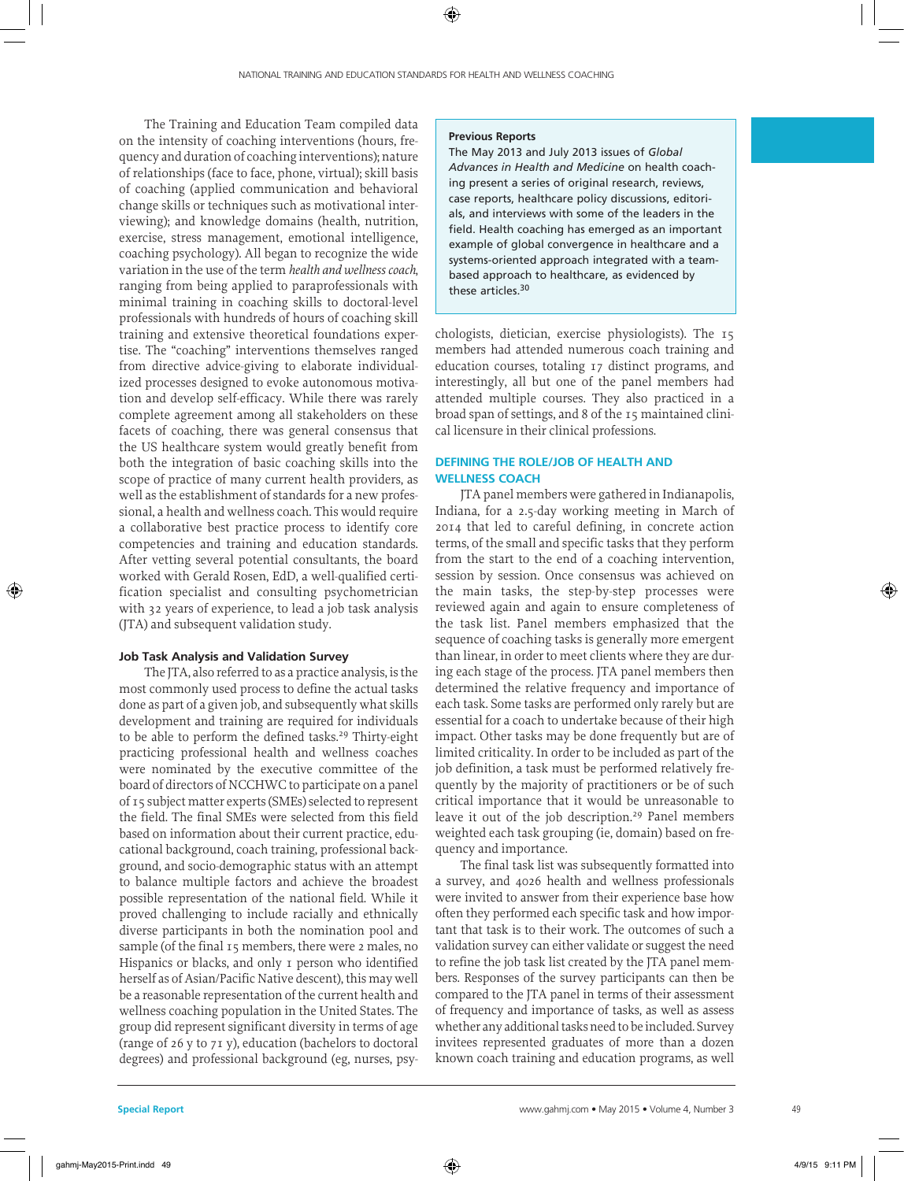The Training and Education Team compiled data on the intensity of coaching interventions (hours, frequency and duration of coaching interventions); nature of relationships (face to face, phone, virtual); skill basis of coaching (applied communication and behavioral change skills or techniques such as motivational interviewing); and knowledge domains (health, nutrition, exercise, stress management, emotional intelligence, coaching psychology). All began to recognize the wide variation in the use of the term *health and wellness coach*, ranging from being applied to paraprofessionals with minimal training in coaching skills to doctoral-level professionals with hundreds of hours of coaching skill training and extensive theoretical foundations expertise. The "coaching" interventions themselves ranged from directive advice-giving to elaborate individualized processes designed to evoke autonomous motivation and develop self-efficacy. While there was rarely complete agreement among all stakeholders on these facets of coaching, there was general consensus that the US healthcare system would greatly benefit from both the integration of basic coaching skills into the scope of practice of many current health providers, as well as the establishment of standards for a new professional, a health and wellness coach. This would require a collaborative best practice process to identify core competencies and training and education standards. After vetting several potential consultants, the board worked with Gerald Rosen, EdD, a well-qualified certification specialist and consulting psychometrician with 32 years of experience, to lead a job task analysis (JTA) and subsequent validation study.

### Job Task Analysis and Validation Survey

The JTA, also referred to as a practice analysis, is the most commonly used process to define the actual tasks done as part of a given job, and subsequently what skills development and training are required for individuals to be able to perform the defined tasks.[29] Thirty-eight practicing professional health and wellness coaches were nominated by the executive committee of the board of directors of NCCHWC to participate on a panel of 15 subject matter experts (SMEs) selected to represent the field. The final SMEs were selected from this field based on information about their current practice, educational background, coach training, professional background, and socio-demographic status with an attempt to balance multiple factors and achieve the broadest possible representation of the national field. While it proved challenging to include racially and ethnically diverse participants in both the nomination pool and sample (of the final 15 members, there were 2 males, no Hispanics or blacks, and only 1 person who identified herself as of Asian/Pacific Native descent), this may well be a reasonable representation of the current health and wellness coaching population in the United States. The group did represent significant diversity in terms of age (range of 26 y to 71 y), education (bachelors to doctoral degrees) and professional background (eg, nurses, psychologists, dietician, exercise physiologists). The 15 members had attended numerous coach training and education courses, totaling 17 distinct programs, and interestingly, all but one of the panel members had attended multiple courses. They also practiced in a broad span of settings, and 8 of the 15 maintained clinical licensure in their clinical professions.

**Previous Reports**

The May 2013 and July 2013 issues of *Global Advances in Health and Medicine* on health coaching present a series of original research, reviews, case reports, healthcare policy discussions, editorials, and interviews with some of the leaders in the field. Health coaching has emerged as an important example of global convergence in healthcare and a systems-oriented approach integrated with a team-based approach to healthcare, as evidenced by these articles.[30]

## DEFINING THE ROLE/JOB OF HEALTH AND WELLNESS COACH

JTA panel members were gathered in Indianapolis, Indiana, for a 2.5-day working meeting in March of 2014 that led to careful defining, in concrete action terms, of the small and specific tasks that they perform from the start to the end of a coaching intervention, session by session. Once consensus was achieved on the main tasks, the step-by-step processes were reviewed again and again to ensure completeness of the task list. Panel members emphasized that the sequence of coaching tasks is generally more emergent than linear, in order to meet clients where they are during each stage of the process. JTA panel members then determined the relative frequency and importance of each task. Some tasks are performed only rarely but are essential for a coach to undertake because of their high impact. Other tasks may be done frequently but are of limited criticality. In order to be included as part of the job definition, a task must be performed relatively frequently by the majority of practitioners or be of such critical importance that it would be unreasonable to leave it out of the job description.[29] Panel members weighted each task grouping (ie, domain) based on frequency and importance.

The final task list was subsequently formatted into a survey, and 4026 health and wellness professionals were invited to answer from their experience base how often they performed each specific task and how important that task is to their work. The outcomes of such a validation survey can either validate or suggest the need to refine the job task list created by the JTA panel members. Responses of the survey participants can then be compared to the JTA panel in terms of their assessment of frequency and importance of tasks, as well as assess whether any additional tasks need to be included. Survey invitees represented graduates of more than a dozen known coach training and education programs, as well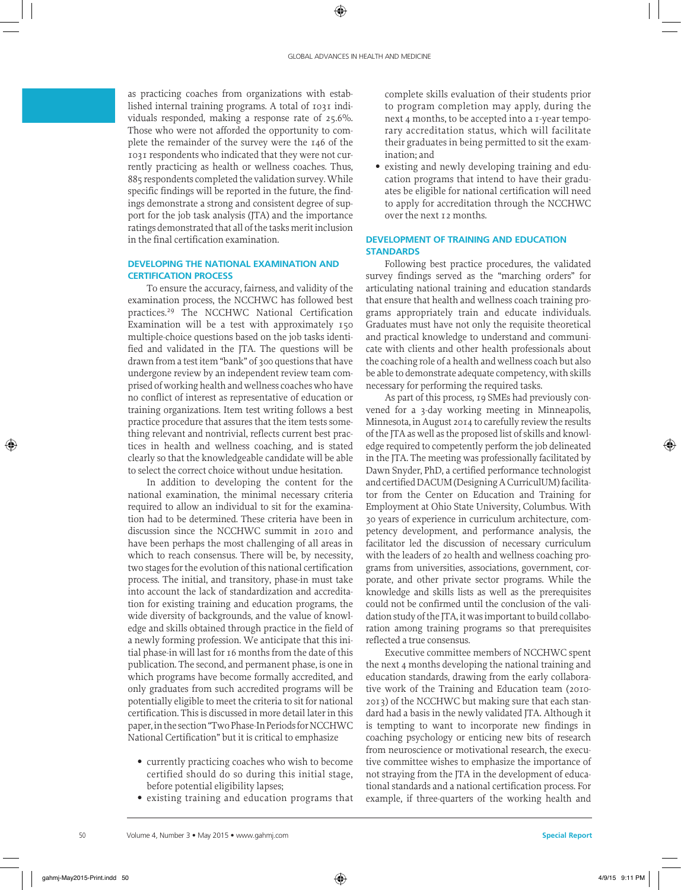as practicing coaches from organizations with established internal training programs. A total of 1031 individuals responded, making a response rate of 25.6%. Those who were not afforded the opportunity to complete the remainder of the survey were the 146 of the 1031 respondents who indicated that they were not currently practicing as health or wellness coaches. Thus, 885 respondents completed the validation survey. While specific findings will be reported in the future, the findings demonstrate a strong and consistent degree of support for the job task analysis (JTA) and the importance ratings demonstrated that all of the tasks merit inclusion in the final certification examination.

## DEVELOPING THE NATIONAL EXAMINATION AND CERTIFICATION PROCESS

To ensure the accuracy, fairness, and validity of the examination process, the NCCHWC has followed best practices.[29] The NCCHWC National Certification Examination will be a test with approximately 150 multiple-choice questions based on the job tasks identified and validated in the JTA. The questions will be drawn from a test item "bank" of 300 questions that have undergone review by an independent review team comprised of working health and wellness coaches who have no conflict of interest as representative of education or training organizations. Item test writing follows a best practice procedure that assures that the item tests something relevant and nontrivial, reflects current best practices in health and wellness coaching, and is stated clearly so that the knowledgeable candidate will be able to select the correct choice without undue hesitation.

In addition to developing the content for the national examination, the minimal necessary criteria required to allow an individual to sit for the examination had to be determined. These criteria have been in discussion since the NCCHWC summit in 2010 and have been perhaps the most challenging of all areas in which to reach consensus. There will be, by necessity, two stages for the evolution of this national certification process. The initial, and transitory, phase-in must take into account the lack of standardization and accreditation for existing training and education programs, the wide diversity of backgrounds, and the value of knowledge and skills obtained through practice in the field of a newly forming profession. We anticipate that this initial phase-in will last for 16 months from the date of this publication. The second, and permanent phase, is one in which programs have become formally accredited, and only graduates from such accredited programs will be potentially eligible to meet the criteria to sit for national certification. This is discussed in more detail later in this paper, in the section "Two Phase-In Periods for NCCHWC National Certification" but it is critical to emphasize

- currently practicing coaches who wish to become certified should do so during this initial stage, before potential eligibility lapses;
- existing training and education programs that complete skills evaluation of their students prior to program completion may apply, during the next 4 months, to be accepted into a 1-year temporary accreditation status, which will facilitate their graduates in being permitted to sit the examination; and
- existing and newly developing training and education programs that intend to have their graduates be eligible for national certification will need to apply for accreditation through the NCCHWC over the next 12 months.

## DEVELOPMENT OF TRAINING AND EDUCATION STANDARDS

Following best practice procedures, the validated survey findings served as the "marching orders" for articulating national training and education standards that ensure that health and wellness coach training programs appropriately train and educate individuals. Graduates must have not only the requisite theoretical and practical knowledge to understand and communicate with clients and other health professionals about the coaching role of a health and wellness coach but also be able to demonstrate adequate competency, with skills necessary for performing the required tasks.

As part of this process, 19 SMEs had previously convened for a 3-day working meeting in Minneapolis, Minnesota, in August 2014 to carefully review the results of the JTA as well as the proposed list of skills and knowledge required to competently perform the job delineated in the JTA. The meeting was professionally facilitated by Dawn Snyder, PhD, a certified performance technologist and certified DACUM (Designing A CurriculUM) facilitator from the Center on Education and Training for Employment at Ohio State University, Columbus. With 30 years of experience in curriculum architecture, competency development, and performance analysis, the facilitator led the discussion of necessary curriculum with the leaders of 20 health and wellness coaching programs from universities, associations, government, corporate, and other private sector programs. While the knowledge and skills lists as well as the prerequisites could not be confirmed until the conclusion of the validation study of the JTA, it was important to build collaboration among training programs so that prerequisites reflected a true consensus.

Executive committee members of NCCHWC spent the next 4 months developing the national training and education standards, drawing from the early collaborative work of the Training and Education team (2010-2013) of the NCCHWC but making sure that each standard had a basis in the newly validated JTA. Although it is tempting to want to incorporate new findings in coaching psychology or enticing new bits of research from neuroscience or motivational research, the executive committee wishes to emphasize the importance of not straying from the JTA in the development of educational standards and a national certification process. For example, if three-quarters of the working health and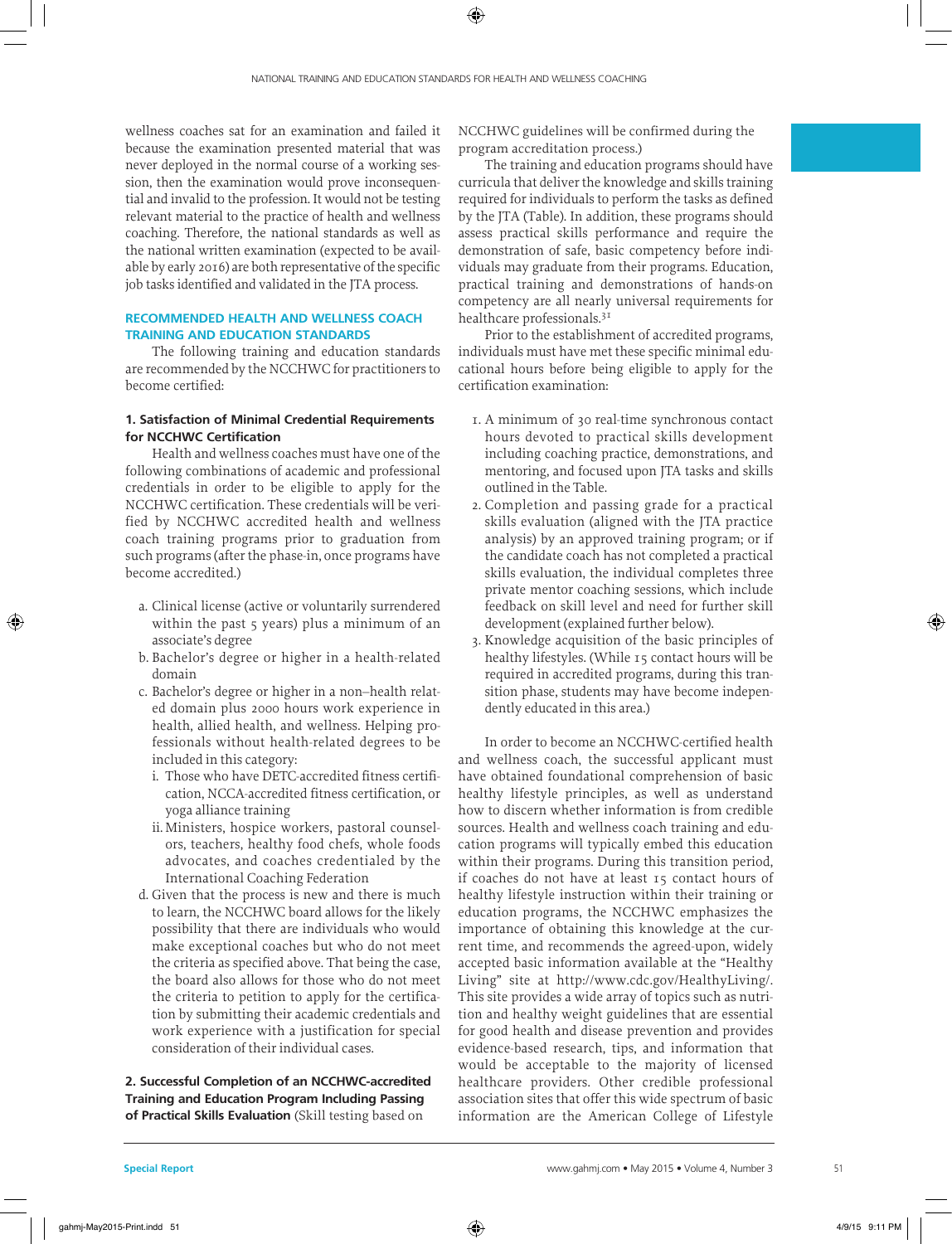wellness coaches sat for an examination and failed it because the examination presented material that was never deployed in the normal course of a working session, then the examination would prove inconsequential and invalid to the profession. It would not be testing relevant material to the practice of health and wellness coaching. Therefore, the national standards as well as the national written examination (expected to be available by early 2016) are both representative of the specific job tasks identified and validated in the JTA process.

## RECOMMENDED HEALTH AND WELLNESS COACH TRAINING AND EDUCATION STANDARDS

The following training and education standards are recommended by the NCCHWC for practitioners to become certified:

### 1. Satisfaction of Minimal Credential Requirements for NCCHWC Certification

Health and wellness coaches must have one of the following combinations of academic and professional credentials in order to be eligible to apply for the NCCHWC certification. These credentials will be verified by NCCHWC accredited health and wellness coach training programs prior to graduation from such programs (after the phase-in, once programs have become accredited.)

a. Clinical license (active or voluntarily surrendered within the past 5 years) plus a minimum of an associate's degree

b. Bachelor's degree or higher in a health-related domain

c. Bachelor's degree or higher in a non–health related domain plus 2000 hours work experience in health, allied health, and wellness. Helping professionals without health-related degrees to be included in this category:

   i. Those who have DETC-accredited fitness certification, NCCA-accredited fitness certification, or yoga alliance training

   ii. Ministers, hospice workers, pastoral counselors, teachers, healthy food chefs, whole foods advocates, and coaches credentialed by the International Coaching Federation

d. Given that the process is new and there is much to learn, the NCCHWC board allows for the likely possibility that there are individuals who would make exceptional coaches but who do not meet the criteria as specified above. That being the case, the board also allows for those who do not meet the criteria to petition to apply for the certification by submitting their academic credentials and work experience with a justification for special consideration of their individual cases.

### 2. Successful Completion of an NCCHWC-accredited Training and Education Program Including Passing of Practical Skills Evaluation

(Skill testing based on NCCHWC guidelines will be confirmed during the program accreditation process.)

The training and education programs should have curricula that deliver the knowledge and skills training required for individuals to perform the tasks as defined by the JTA (Table). In addition, these programs should assess practical skills performance and require the demonstration of safe, basic competency before individuals may graduate from their programs. Education, practical training and demonstrations of hands-on competency are all nearly universal requirements for healthcare professionals.[31]

Prior to the establishment of accredited programs, individuals must have met these specific minimal educational hours before being eligible to apply for the certification examination:

1. A minimum of 30 real-time synchronous contact hours devoted to practical skills development including coaching practice, demonstrations, and mentoring, and focused upon JTA tasks and skills outlined in the Table.
2. Completion and passing grade for a practical skills evaluation (aligned with the JTA practice analysis) by an approved training program; or if the candidate coach has not completed a practical skills evaluation, the individual completes three private mentor coaching sessions, which include feedback on skill level and need for further skill development (explained further below).
3. Knowledge acquisition of the basic principles of healthy lifestyles. (While 15 contact hours will be required in accredited programs, during this transition phase, students may have become independently educated in this area.)

In order to become an NCCHWC-certified health and wellness coach, the successful applicant must have obtained foundational comprehension of basic healthy lifestyle principles, as well as understand how to discern whether information is from credible sources. Health and wellness coach training and education programs will typically embed this education within their programs. During this transition period, if coaches do not have at least 15 contact hours of healthy lifestyle instruction within their training or education programs, the NCCHWC emphasizes the importance of obtaining this knowledge at the current time, and recommends the agreed-upon, widely accepted basic information available at the "Healthy Living" site at http://www.cdc.gov/HealthyLiving/. This site provides a wide array of topics such as nutrition and healthy weight guidelines that are essential for good health and disease prevention and provides evidence-based research, tips, and information that would be acceptable to the majority of licensed healthcare providers. Other credible professional association sites that offer this wide spectrum of basic information are the American College of Lifestyle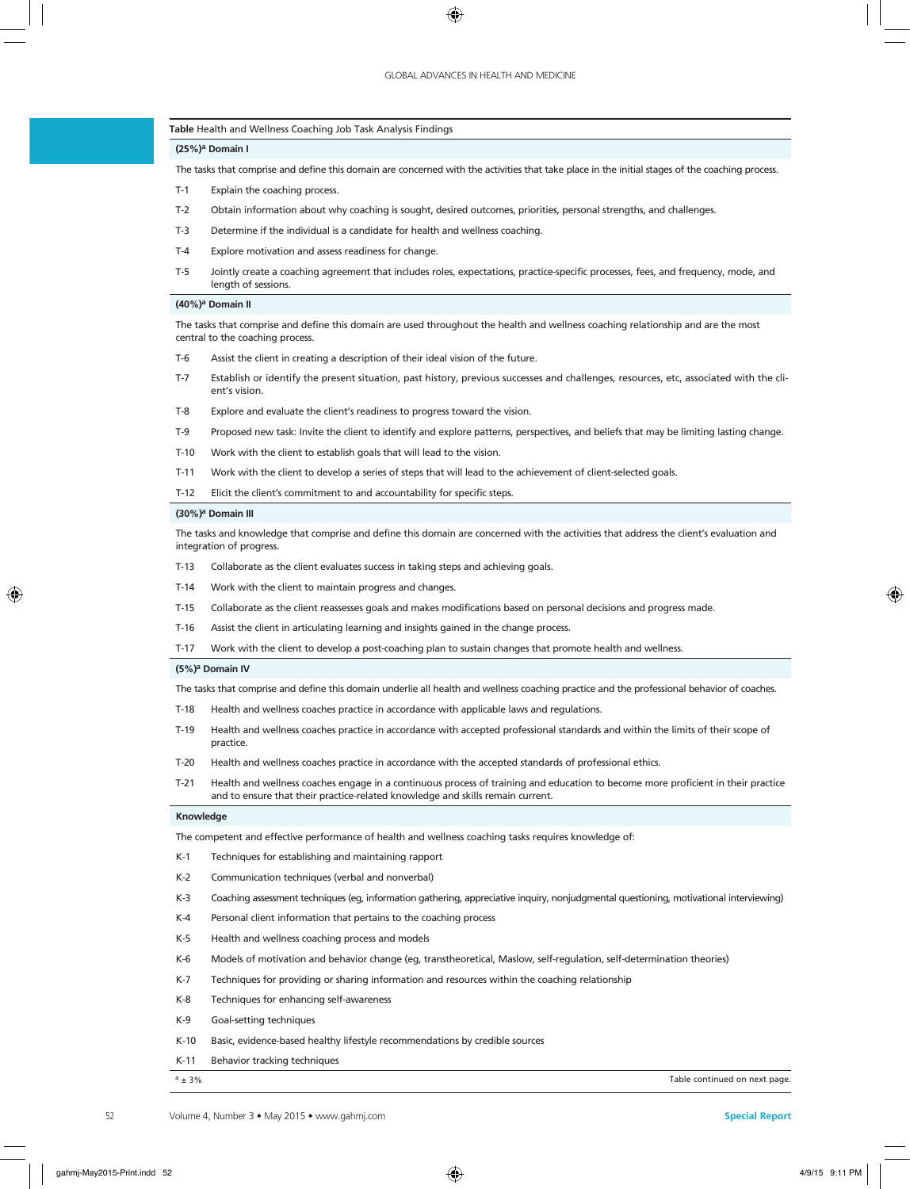**Table** Health and Wellness Coaching Job Task Analysis Findings

| | |
|---|---|
| **(25%)[a] Domain I** | |
| The tasks that comprise and define this domain are concerned with the activities that take place in the initial stages of the coaching process. | |
| T-1 | Explain the coaching process. |
| T-2 | Obtain information about why coaching is sought, desired outcomes, priorities, personal strengths, and challenges. |
| T-3 | Determine if the individual is a candidate for health and wellness coaching. |
| T-4 | Explore motivation and assess readiness for change. |
| T-5 | Jointly create a coaching agreement that includes roles, expectations, practice-specific processes, fees, and frequency, mode, and length of sessions. |
| **(40%)[a] Domain II** | |
| The tasks that comprise and define this domain are used throughout the health and wellness coaching relationship and are the most central to the coaching process. | |
| T-6 | Assist the client in creating a description of their ideal vision of the future. |
| T-7 | Establish or identify the present situation, past history, previous successes and challenges, resources, etc, associated with the client's vision. |
| T-8 | Explore and evaluate the client's readiness to progress toward the vision. |
| T-9 | Proposed new task: Invite the client to identify and explore patterns, perspectives, and beliefs that may be limiting lasting change. |
| T-10 | Work with the client to establish goals that will lead to the vision. |
| T-11 | Work with the client to develop a series of steps that will lead to the achievement of client-selected goals. |
| T-12 | Elicit the client's commitment to and accountability for specific steps. |
| **(30%)[a] Domain III** | |
| The tasks and knowledge that comprise and define this domain are concerned with the activities that address the client's evaluation and integration of progress. | |
| T-13 | Collaborate as the client evaluates success in taking steps and achieving goals. |
| T-14 | Work with the client to maintain progress and changes. |
| T-15 | Collaborate as the client reassesses goals and makes modifications based on personal decisions and progress made. |
| T-16 | Assist the client in articulating learning and insights gained in the change process. |
| T-17 | Work with the client to develop a post-coaching plan to sustain changes that promote health and wellness. |
| **(5%)[a] Domain IV** | |
| The tasks that comprise and define this domain underlie all health and wellness coaching practice and the professional behavior of coaches. | |
| T-18 | Health and wellness coaches practice in accordance with applicable laws and regulations. |
| T-19 | Health and wellness coaches practice in accordance with accepted professional standards and within the limits of their scope of practice. |
| T-20 | Health and wellness coaches practice in accordance with the accepted standards of professional ethics. |
| T-21 | Health and wellness coaches engage in a continuous process of training and education to become more proficient in their practice and to ensure that their practice-related knowledge and skills remain current. |
| **Knowledge** | |
| The competent and effective performance of health and wellness coaching tasks requires knowledge of: | |
| K-1 | Techniques for establishing and maintaining rapport |
| K-2 | Communication techniques (verbal and nonverbal) |
| K-3 | Coaching assessment techniques (eg, information gathering, appreciative inquiry, nonjudgmental questioning, motivational interviewing) |
| K-4 | Personal client information that pertains to the coaching process |
| K-5 | Health and wellness coaching process and models |
| K-6 | Models of motivation and behavior change (eg, transtheoretical, Maslow, self-regulation, self-determination theories) |
| K-7 | Techniques for providing or sharing information and resources within the coaching relationship |
| K-8 | Techniques for enhancing self-awareness |
| K-9 | Goal-setting techniques |
| K-10 | Basic, evidence-based healthy lifestyle recommendations by credible sources |
| K-11 | Behavior tracking techniques |

[a] ± 3%

Table continued on next page.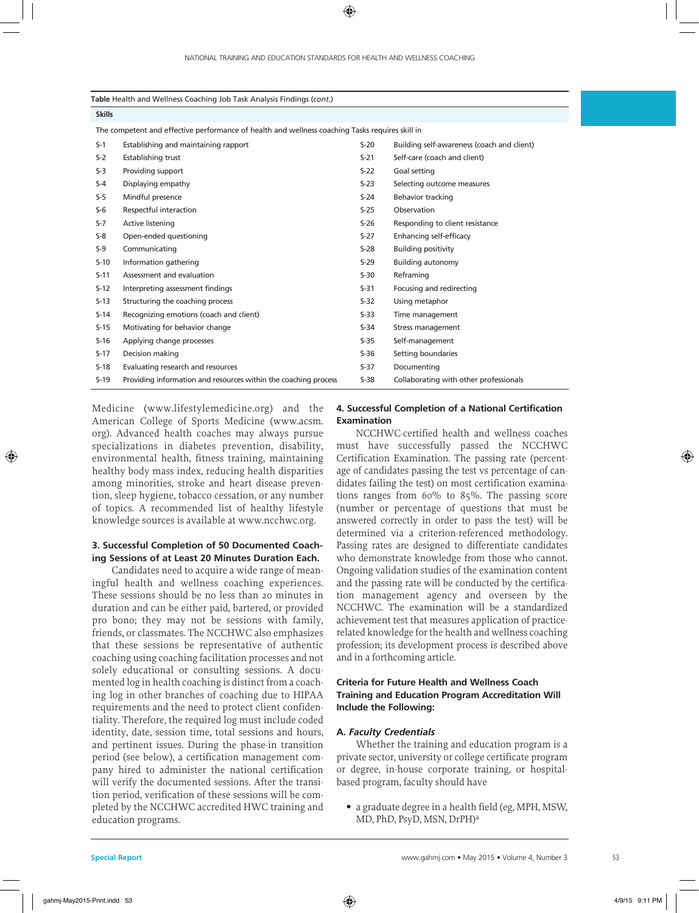**Table** Health and Wellness Coaching Job Task Analysis Findings (*cont.*)

| **Skills** | | | |
|---|---|---|---|
| The competent and effective performance of health and wellness coaching Tasks requires skill in | | | |
| S-1 | Establishing and maintaining rapport | S-20 | Building self-awareness (coach and client) |
| S-2 | Establishing trust | S-21 | Self-care (coach and client) |
| S-3 | Providing support | S-22 | Goal setting |
| S-4 | Displaying empathy | S-23 | Selecting outcome measures |
| S-5 | Mindful presence | S-24 | Behavior tracking |
| S-6 | Respectful interaction | S-25 | Observation |
| S-7 | Active listening | S-26 | Responding to client resistance |
| S-8 | Open-ended questioning | S-27 | Enhancing self-efficacy |
| S-9 | Communicating | S-28 | Building positivity |
| S-10 | Information gathering | S-29 | Building autonomy |
| S-11 | Assessment and evaluation | S-30 | Reframing |
| S-12 | Interpreting assessment findings | S-31 | Focusing and redirecting |
| S-13 | Structuring the coaching process | S-32 | Using metaphor |
| S-14 | Recognizing emotions (coach and client) | S-33 | Time management |
| S-15 | Motivating for behavior change | S-34 | Stress management |
| S-16 | Applying change processes | S-35 | Self-management |
| S-17 | Decision making | S-36 | Setting boundaries |
| S-18 | Evaluating research and resources | S-37 | Documenting |
| S-19 | Providing information and resources within the coaching process | S-38 | Collaborating with other professionals |

Medicine (www.lifestylemedicine.org) and the American College of Sports Medicine (www.acsm.org). Advanced health coaches may always pursue specializations in diabetes prevention, disability, environmental health, fitness training, maintaining healthy body mass index, reducing health disparities among minorities, stroke and heart disease prevention, sleep hygiene, tobacco cessation, or any number of topics. A recommended list of healthy lifestyle knowledge sources is available at www.ncchwc.org.

#### 3. Successful Completion of 50 Documented Coaching Sessions of at Least 20 Minutes Duration Each.

Candidates need to acquire a wide range of meaningful health and wellness coaching experiences. These sessions should be no less than 20 minutes in duration and can be either paid, bartered, or provided pro bono; they may not be sessions with family, friends, or classmates. The NCCHWC also emphasizes that these sessions be representative of authentic coaching using coaching facilitation processes and not solely educational or consulting sessions. A documented log in health coaching is distinct from a coaching log in other branches of coaching due to HIPAA requirements and the need to protect client confidentiality. Therefore, the required log must include coded identity, date, session time, total sessions and hours, and pertinent issues. During the phase-in transition period (see below), a certification management company hired to administer the national certification will verify the documented sessions. After the transition period, verification of these sessions will be completed by the NCCHWC accredited HWC training and education programs.

#### 4. Successful Completion of a National Certification Examination

NCCHWC-certified health and wellness coaches must have successfully passed the NCCHWC Certification Examination. The passing rate (percentage of candidates passing the test vs percentage of candidates failing the test) on most certification examinations ranges from 60% to 85%. The passing score (number or percentage of questions that must be answered correctly in order to pass the test) will be determined via a criterion-referenced methodology. Passing rates are designed to differentiate candidates who demonstrate knowledge from those who cannot. Ongoing validation studies of the examination content and the passing rate will be conducted by the certification management agency and overseen by the NCCHWC. The examination will be a standardized achievement test that measures application of practice-related knowledge for the health and wellness coaching profession; its development process is described above and in a forthcoming article.

### Criteria for Future Health and Wellness Coach Training and Education Program Accreditation Will Include the Following:

#### A. *Faculty Credentials*

Whether the training and education program is a private sector, university or college certificate program or degree, in-house corporate training, or hospital-based program, faculty should have

- a graduate degree in a health field (eg, MPH, MSW, MD, PhD, PsyD, MSN, DrPH)[a]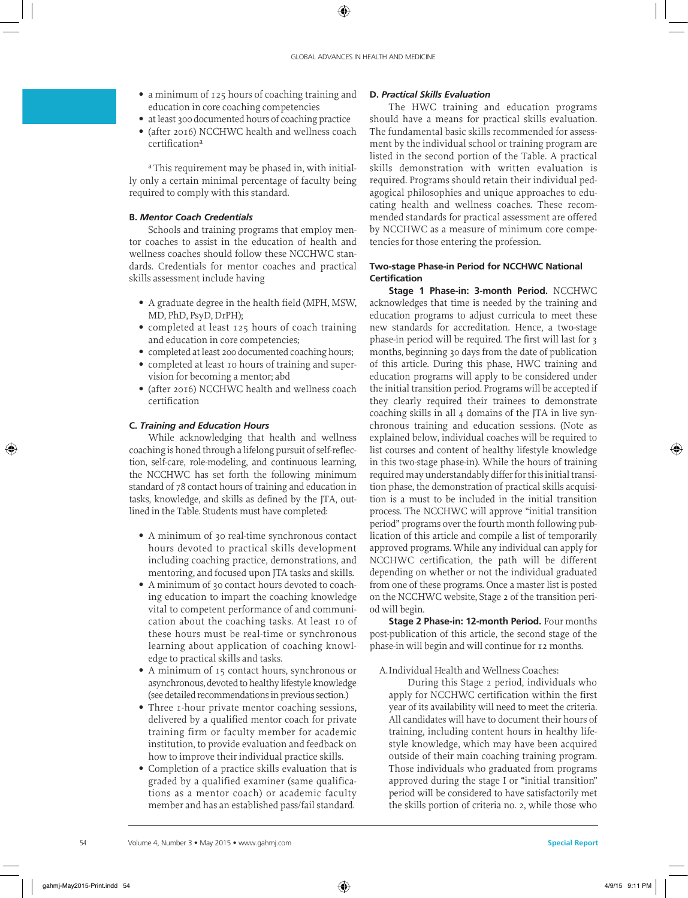- a minimum of 125 hours of coaching training and education in core coaching competencies
- at least 300 documented hours of coaching practice
- (after 2016) NCCHWC health and wellness coach certification[a]

[a] This requirement may be phased in, with initially only a certain minimal percentage of faculty being required to comply with this standard.

### B. *Mentor Coach Credentials*

Schools and training programs that employ mentor coaches to assist in the education of health and wellness coaches should follow these NCCHWC standards. Credentials for mentor coaches and practical skills assessment include having

- A graduate degree in the health field (MPH, MSW, MD, PhD, PsyD, DrPH);
- completed at least 125 hours of coach training and education in core competencies;
- completed at least 200 documented coaching hours;
- completed at least 10 hours of training and supervision for becoming a mentor; abd
- (after 2016) NCCHWC health and wellness coach certification

### C. *Training and Education Hours*

While acknowledging that health and wellness coaching is honed through a lifelong pursuit of self-reflection, self-care, role-modeling, and continuous learning, the NCCHWC has set forth the following minimum standard of 78 contact hours of training and education in tasks, knowledge, and skills as defined by the JTA, outlined in the Table. Students must have completed:

- A minimum of 30 real-time synchronous contact hours devoted to practical skills development including coaching practice, demonstrations, and mentoring, and focused upon JTA tasks and skills.
- A minimum of 30 contact hours devoted to coaching education to impart the coaching knowledge vital to competent performance of and communication about the coaching tasks. At least 10 of these hours must be real-time or synchronous learning about application of coaching knowledge to practical skills and tasks.
- A minimum of 15 contact hours, synchronous or asynchronous, devoted to healthy lifestyle knowledge (see detailed recommendations in previous section.)
- Three 1-hour private mentor coaching sessions, delivered by a qualified mentor coach for private training firm or faculty member for academic institution, to provide evaluation and feedback on how to improve their individual practice skills.
- Completion of a practice skills evaluation that is graded by a qualified examiner (same qualifications as a mentor coach) or academic faculty member and has an established pass/fail standard.

### D. *Practical Skills Evaluation*

The HWC training and education programs should have a means for practical skills evaluation. The fundamental basic skills recommended for assessment by the individual school or training program are listed in the second portion of the Table. A practical skills demonstration with written evaluation is required. Programs should retain their individual pedagogical philosophies and unique approaches to educating health and wellness coaches. These recommended standards for practical assessment are offered by NCCHWC as a measure of minimum core competencies for those entering the profession.

## Two-stage Phase-in Period for NCCHWC National Certification

**Stage 1 Phase-in: 3-month Period.** NCCHWC acknowledges that time is needed by the training and education programs to adjust curricula to meet these new standards for accreditation. Hence, a two-stage phase-in period will be required. The first will last for 3 months, beginning 30 days from the date of publication of this article. During this phase, HWC training and education programs will apply to be considered under the initial transition period. Programs will be accepted if they clearly required their trainees to demonstrate coaching skills in all 4 domains of the JTA in live synchronous training and education sessions. (Note as explained below, individual coaches will be required to list courses and content of healthy lifestyle knowledge in this two-stage phase-in). While the hours of training required may understandably differ for this initial transition phase, the demonstration of practical skills acquisition is a must to be included in the initial transition process. The NCCHWC will approve "initial transition period" programs over the fourth month following publication of this article and compile a list of temporarily approved programs. While any individual can apply for NCCHWC certification, the path will be different depending on whether or not the individual graduated from one of these programs. Once a master list is posted on the NCCHWC website, Stage 2 of the transition period will begin.

**Stage 2 Phase-in: 12-month Period.** Four months post-publication of this article, the second stage of the phase-in will begin and will continue for 12 months.

A. Individual Health and Wellness Coaches:

During this Stage 2 period, individuals who apply for NCCHWC certification within the first year of its availability will need to meet the criteria. All candidates will have to document their hours of training, including content hours in healthy lifestyle knowledge, which may have been acquired outside of their main coaching training program. Those individuals who graduated from programs approved during the stage I or "initial transition" period will be considered to have satisfactorily met the skills portion of criteria no. 2, while those who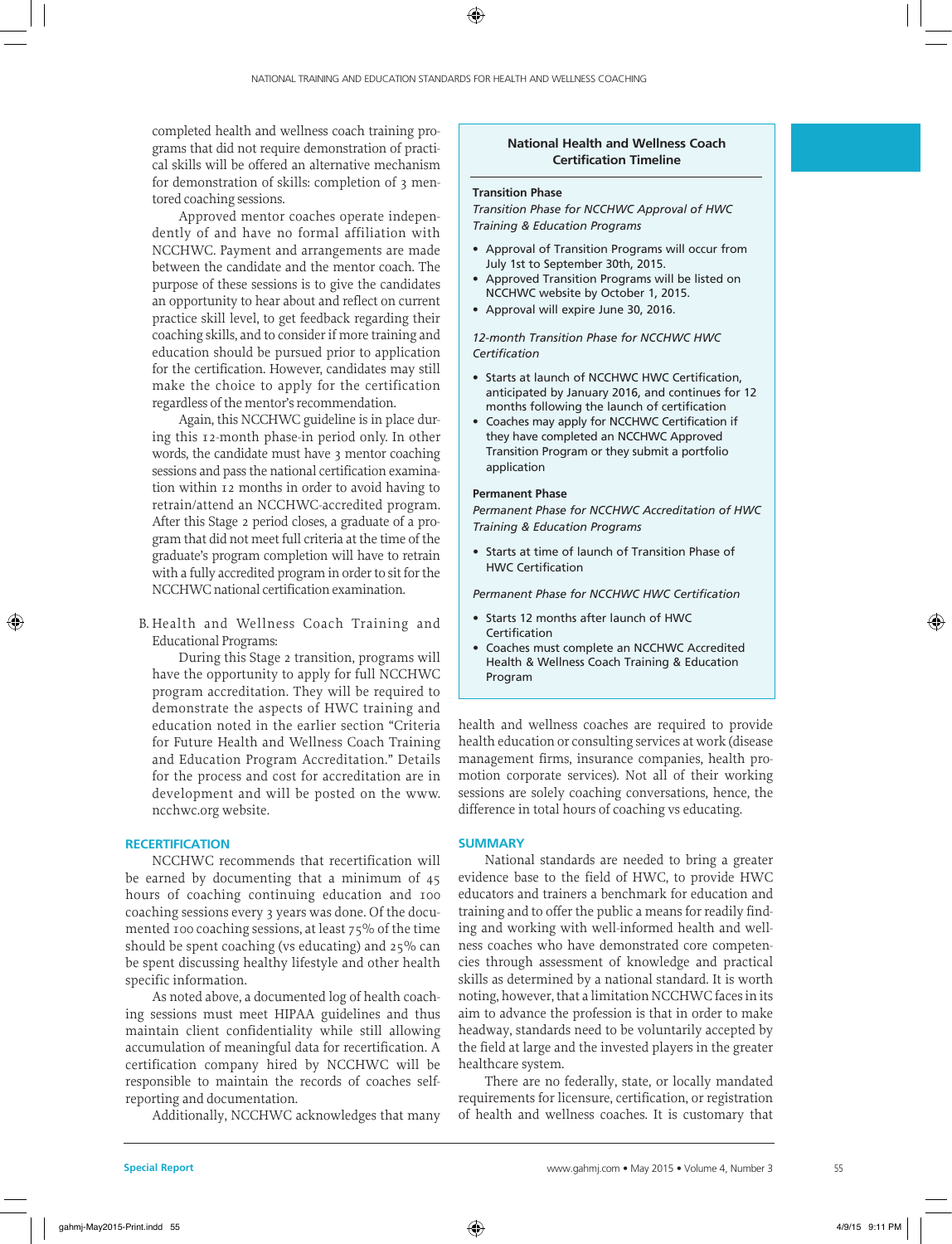completed health and wellness coach training programs that did not require demonstration of practical skills will be offered an alternative mechanism for demonstration of skills: completion of 3 mentored coaching sessions.

Approved mentor coaches operate independently of and have no formal affiliation with NCCHWC. Payment and arrangements are made between the candidate and the mentor coach. The purpose of these sessions is to give the candidates an opportunity to hear about and reflect on current practice skill level, to get feedback regarding their coaching skills, and to consider if more training and education should be pursued prior to application for the certification. However, candidates may still make the choice to apply for the certification regardless of the mentor's recommendation.

Again, this NCCHWC guideline is in place during this 12-month phase-in period only. In other words, the candidate must have 3 mentor coaching sessions and pass the national certification examination within 12 months in order to avoid having to retrain/attend an NCCHWC-accredited program. After this Stage 2 period closes, a graduate of a program that did not meet full criteria at the time of the graduate's program completion will have to retrain with a fully accredited program in order to sit for the NCCHWC national certification examination.

B. Health and Wellness Coach Training and Educational Programs:

During this Stage 2 transition, programs will have the opportunity to apply for full NCCHWC program accreditation. They will be required to demonstrate the aspects of HWC training and education noted in the earlier section "Criteria for Future Health and Wellness Coach Training and Education Program Accreditation." Details for the process and cost for accreditation are in development and will be posted on the www.ncchwc.org website.

## RECERTIFICATION

NCCHWC recommends that recertification will be earned by documenting that a minimum of 45 hours of coaching continuing education and 100 coaching sessions every 3 years was done. Of the documented 100 coaching sessions, at least 75% of the time should be spent coaching (vs educating) and 25% can be spent discussing healthy lifestyle and other health specific information.

As noted above, a documented log of health coaching sessions must meet HIPAA guidelines and thus maintain client confidentiality while still allowing accumulation of meaningful data for recertification. A certification company hired by NCCHWC will be responsible to maintain the records of coaches self-reporting and documentation.

Additionally, NCCHWC acknowledges that many health and wellness coaches are required to provide health education or consulting services at work (disease management firms, insurance companies, health promotion corporate services). Not all of their working sessions are solely coaching conversations, hence, the difference in total hours of coaching vs educating.

---

**National Health and Wellness Coach Certification Timeline**

**Transition Phase**

*Transition Phase for NCCHWC Approval of HWC Training & Education Programs*

- Approval of Transition Programs will occur from July 1st to September 30th, 2015.
- Approved Transition Programs will be listed on NCCHWC website by October 1, 2015.
- Approval will expire June 30, 2016.

*12-month Transition Phase for NCCHWC HWC Certification*

- Starts at launch of NCCHWC HWC Certification, anticipated by January 2016, and continues for 12 months following the launch of certification
- Coaches may apply for NCCHWC Certification if they have completed an NCCHWC Approved Transition Program or they submit a portfolio application

**Permanent Phase**

*Permanent Phase for NCCHWC Accreditation of HWC Training & Education Programs*

- Starts at time of launch of Transition Phase of HWC Certification

*Permanent Phase for NCCHWC HWC Certification*

- Starts 12 months after launch of HWC Certification
- Coaches must complete an NCCHWC Accredited Health & Wellness Coach Training & Education Program

---

## SUMMARY

National standards are needed to bring a greater evidence base to the field of HWC, to provide HWC educators and trainers a benchmark for education and training and to offer the public a means for readily finding and working with well-informed health and wellness coaches who have demonstrated core competencies through assessment of knowledge and practical skills as determined by a national standard. It is worth noting, however, that a limitation NCCHWC faces in its aim to advance the profession is that in order to make headway, standards need to be voluntarily accepted by the field at large and the invested players in the greater healthcare system.

There are no federally, state, or locally mandated requirements for licensure, certification, or registration of health and wellness coaches. It is customary that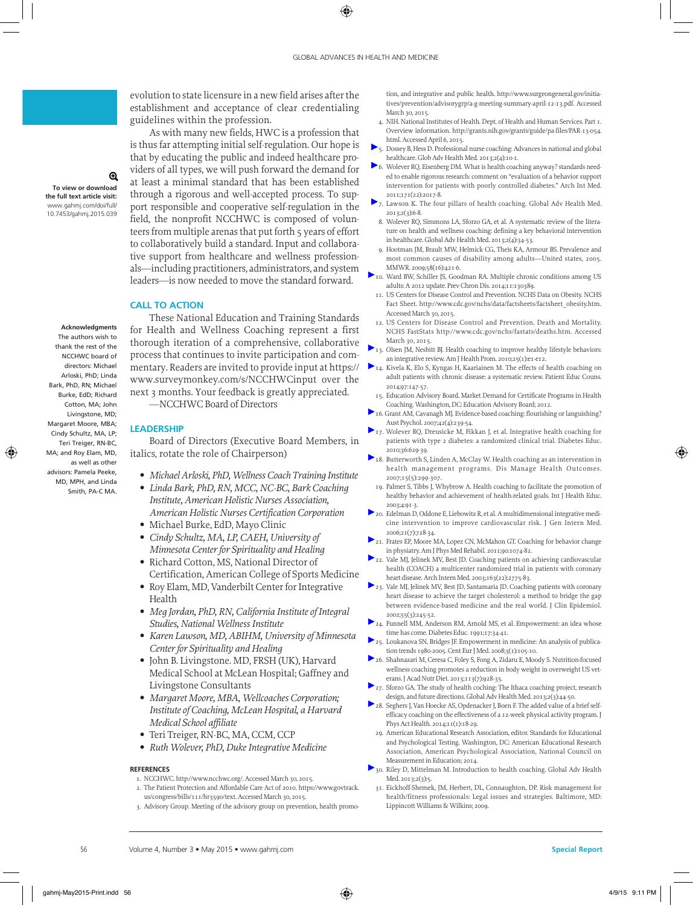evolution to state licensure in a new field arises after the establishment and acceptance of clear credentialing guidelines within the profession.

As with many new fields, HWC is a profession that is thus far attempting initial self-regulation. Our hope is that by educating the public and indeed healthcare providers of all types, we will push forward the demand for at least a minimal standard that has been established through a rigorous and well-accepted process. To support responsible and cooperative self-regulation in the field, the nonprofit NCCHWC is composed of volunteers from multiple arenas that put forth 5 years of effort to collaboratively build a standard. Input and collaborative support from healthcare and wellness professionals—including practitioners, administrators, and system leaders—is now needed to move the standard forward.

## CALL TO ACTION

These National Education and Training Standards for Health and Wellness Coaching represent a first thorough iteration of a comprehensive, collaborative process that continues to invite participation and commentary. Readers are invited to provide input at https://www.surveymonkey.com/s/NCCHWCinput over the next 3 months. Your feedback is greatly appreciated.

—NCCHWC Board of Directors

## LEADERSHIP

Board of Directors (Executive Board Members, in italics, rotate the role of Chairperson)

- *Michael Arloski, PhD, Wellness Coach Training Institute*
- *Linda Bark, PhD, RN, MCC, NC-BC, Bark Coaching Institute, American Holistic Nurses Association, American Holistic Nurses Certification Corporation*
- Michael Burke, EdD, Mayo Clinic
- *Cindy Schultz, MA, LP, CAEH, University of Minnesota Center for Spirituality and Healing*
- Richard Cotton, MS, National Director of Certification, American College of Sports Medicine
- Roy Elam, MD, Vanderbilt Center for Integrative Health
- *Meg Jordan, PhD, RN, California Institute of Integral Studies, National Wellness Institute*
- *Karen Lawson, MD, ABIHM, University of Minnesota Center for Spirituality and Healing*
- John B. Livingstone. MD, FRSH (UK), Harvard Medical School at McLean Hospital; Gaffney and Livingstone Consultants
- *Margaret Moore, MBA, Wellcoaches Corporation; Institute of Coaching, McLean Hospital, a Harvard Medical School affiliate*
- Teri Treiger, RN-BC, MA, CCM, CCP
- *Ruth Wolever, PhD, Duke Integrative Medicine*

To view or download the full text article visit: www.gahmj.com/doi/full/10.7453/gahmj.2015.039

**Acknowledgments**

The authors wish to thank the rest of the NCCHWC board of directors: Michael Arloski, PhD; Linda Bark, PhD, RN; Michael Burke, EdD; Richard Cotton, MA; John Livingstone, MD; Margaret Moore, MBA; Cindy Schultz, MA, LP; Teri Treiger, RN-BC, MA; and Roy Elam, MD, as well as other advisors: Pamela Peeke, MD, MPH, and Linda Smith, PA-C MA.

## REFERENCES

1. NCCHWC. http://www.ncchwc.org/. Accessed March 30, 2015.
2. The Patient Protection and Affordable Care Act of 2010. https://www.govtrack.us/congress/bills/111/hr3590/text. Accessed March 30, 2015.
3. Advisory Group. Meeting of the advisory group on prevention, health promotion, and integrative and public health. http://www.surgeongeneral.gov/initiatives/prevention/advisorygrp/a-g-meeting-summary-april-12-13.pdf. Accessed March 30, 2015.
4. NIH. National Institutes of Health. Dept. of Health and Human Services. Part 1. Overview information. http://grants.nih.gov/grants/guide/pa-files/PAR-13-054.html. Accessed April 6, 2015.
5. Dossey B, Hess D. Professional nurse coaching: Advances in national and global healthcare. Glob Adv Health Med. 2013;2(4):10-1.
6. Wolever RQ, Eisenberg DM. What is health coaching anyway? standards needed to enable rigorous research: comment on "evaluation of a behavior support intervention for patients with poorly controlled diabetes." Arch Int Med. 2011;171(22):2017-8.
7. Lawson K. The four pillars of health coaching. Global Adv Health Med. 2013;2(3):6-8.
8. Wolever RQ, Simmons LA, Sforzo GA, et al. A systematic review of the literature on health and wellness coaching: defining a key behavioral intervention in healthcare. Global Adv Health Med. 2013;2(4):34-53.
9. Hootman JM, Brault MW, Helmick CG, Theis KA, Armour BS. Prevalence and most common causes of disability among adults—United states, 2005. MMWR. 2009;58(16):421-6.
10. Ward BW, Schiller JS, Goodman RA. Multiple chronic conditions among US adults: A 2012 update. Prev Chron Dis. 2014;11:130389.
11. US Centers for Disease Control and Prevention. NCHS Data on Obesity. NCHS Fact Sheet. http://www.cdc.gov/nchs/data/factsheets/factsheet_obesity.htm. Accessed March 30, 2015.
12. US Centers for Disease Control and Prevention. Death and Mortality. NCHS FastStats http://www.cdc.gov/nchs/fastats/deaths.htm. Accessed March 30, 2015.
13. Olsen JM, Nesbitt BJ. Health coaching to improve healthy lifestyle behaviors: an integrative review. Am J Health Prom. 2010;25(1):e1-e12.
14. Kivela K, Elo S, Kyngas H, Kaariainen M. The effects of health coaching on adult patients with chronic disease: a systematic review. Patient Educ Couns. 2014;97:147-57.
15. Education Advisory Board. Market Demand for Certificate Programs in Health Coaching. Washington, DC: Education Advisory Board; 2012.
16. Grant AM, Cavanagh MJ. Evidence-based coaching: flourishing or languishing? Aust Psychol. 2007;42(4):239-54.
17. Wolever RQ, Dreusicke M, Fikkan J, et al. Integrative health coaching for patients with type 2 diabetes: a randomized clinical trial. Diabetes Educ. 2010;36:629-39.
18. Butterworth S, Linden A, McClay W. Health coaching as an intervention in health management programs. Dis Manage Health Outcomes. 2007;15(5):299-307.
19. Palmer S, Tibbs J, Whybrow A. Health coaching to facilitate the promotion of healthy behavior and achievement of health-related goals. Int J Health Educ. 2003;4:91-3.
20. Edelman D, Oddone E, Liebowitz R, et al. A multidimensional integrative medicine intervention to improve cardiovascular risk. J Gen Intern Med. 2006;21(7):728-34.
21. Frates EP, Moore MA, Lopez CN, McMahon GT. Coaching for behavior change in physiatry. Am J Phys Med Rehabil. 2011;90:1074-82.
22. Vale MJ, Jelinek MV, Best JD. Coaching patients on achieving cardiovascular health (COACH) a multicenter randomized trial in patients with coronary heart disease. Arch Intern Med. 2003;163(22):2775-83.
23. Vale MJ, Jelinek MV, Best JD, Santamaria JD. Coaching patients with coronary heart disease to achieve the target cholesterol: a method to bridge the gap between evidence-based medicine and the real world. J Clin Epidemiol. 2002;55(3):245-52.
24. Funnell MM, Anderson RM, Arnold MS, et al. Empowerment: an idea whose time has come. Diabetes Educ. 1991;17:34-41.
25. Loukanova SN, Bridges JF. Empowerment in medicine: An analysis of publication trends 1980-2005. Cent Eur J Med. 2008;3(1):105-10.
26. Shahnazari M, Ceresa C, Foley S, Fong A, Zidaru E, Moody S. Nutrition-focused wellness coaching promotes a reduction in body weight in overweight US veterans. J Acad Nutr Diet. 2013;113(7):928-35.
27. Sforzo GA. The study of health coaching: The Ithaca coaching project, research design, and future directions. Global Adv Health Med. 2013;2(3):44-50.
28. Seghers J, Van Hoecke AS, Opdenacker J, Boen F. The added value of a brief self-efficacy coaching on the effectiveness of a 12-week physical activity program. J Phys Act Health. 2014;11(1):18-29.
29. American Educational Research Association, editor. Standards for Educational and Psychological Testing. Washington, DC: American Educational Research Association, American Psychological Association, National Council on Measurement in Education; 2014.
30. Riley D, Mittelman M. Introduction to health coaching. Global Adv Health Med. 2013;2(3):5.
31. Eickhoff-Shemek, JM, Herbert, DL, Connaughton, DP. Risk management for health/fitness professionals: Legal issues and strategies. Baltimore, MD: Lippincott Williams & Wilkins; 2009.